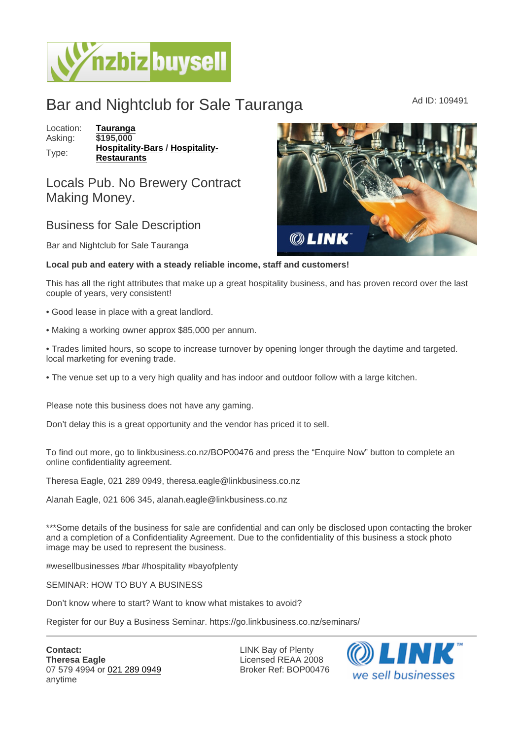# Bar and Nightclub for Sale Tauranga

Ad ID: 109491

Location: **Tauranga**
Asking: **$195,000**
Type: **Hospitality-Bars** / **Hospitality-Restaurants**

## Locals Pub. No Brewery Contract Making Money.

### Business for Sale Description

Bar and Nightclub for Sale Tauranga

**Local pub and eatery with a steady reliable income, staff and customers!**

This has all the right attributes that make up a great hospitality business, and has proven record over the last couple of years, very consistent!

• Good lease in place with a great landlord.

• Making a working owner approx $85,000 per annum.

• Trades limited hours, so scope to increase turnover by opening longer through the daytime and targeted. local marketing for evening trade.

• The venue set up to a very high quality and has indoor and outdoor follow with a large kitchen.

Please note this business does not have any gaming.

Don't delay this is a great opportunity and the vendor has priced it to sell.

To find out more, go to linkbusiness.co.nz/BOP00476 and press the "Enquire Now" button to complete an online confidentiality agreement.

Theresa Eagle, 021 289 0949, theresa.eagle@linkbusiness.co.nz

Alanah Eagle, 021 606 345, alanah.eagle@linkbusiness.co.nz

***Some details of the business for sale are confidential and can only be disclosed upon contacting the broker and a completion of a Confidentiality Agreement. Due to the confidentiality of this business a stock photo image may be used to represent the business.

#wesellbusinesses #bar #hospitality #bayofplenty

SEMINAR: HOW TO BUY A BUSINESS

Don't know where to start? Want to know what mistakes to avoid?

Register for our Buy a Business Seminar. https://go.linkbusiness.co.nz/seminars/

---

**Contact:**
**Theresa Eagle**
07 579 4994 or 021 289 0949
anytime

LINK Bay of Plenty
Licensed REAA 2008
Broker Ref: BOP00476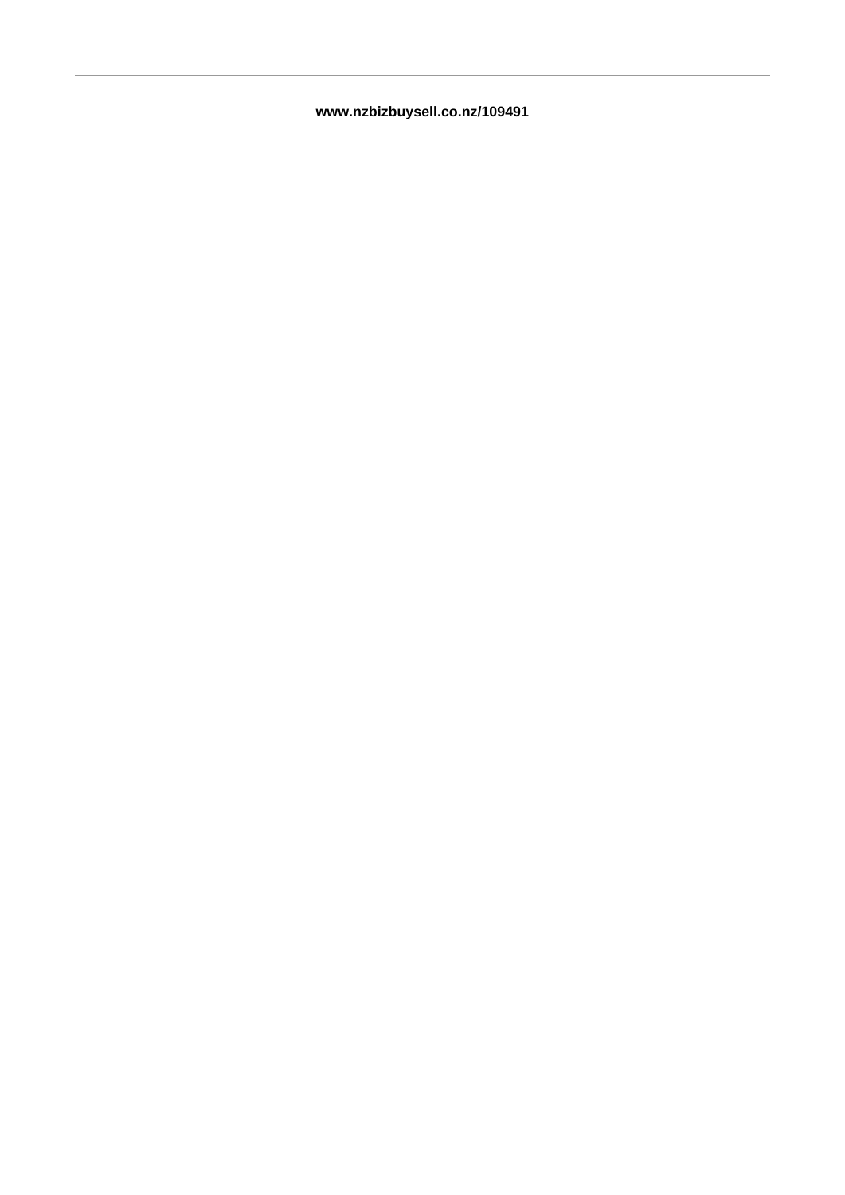**www.nzbizbuysell.co.nz/109491**